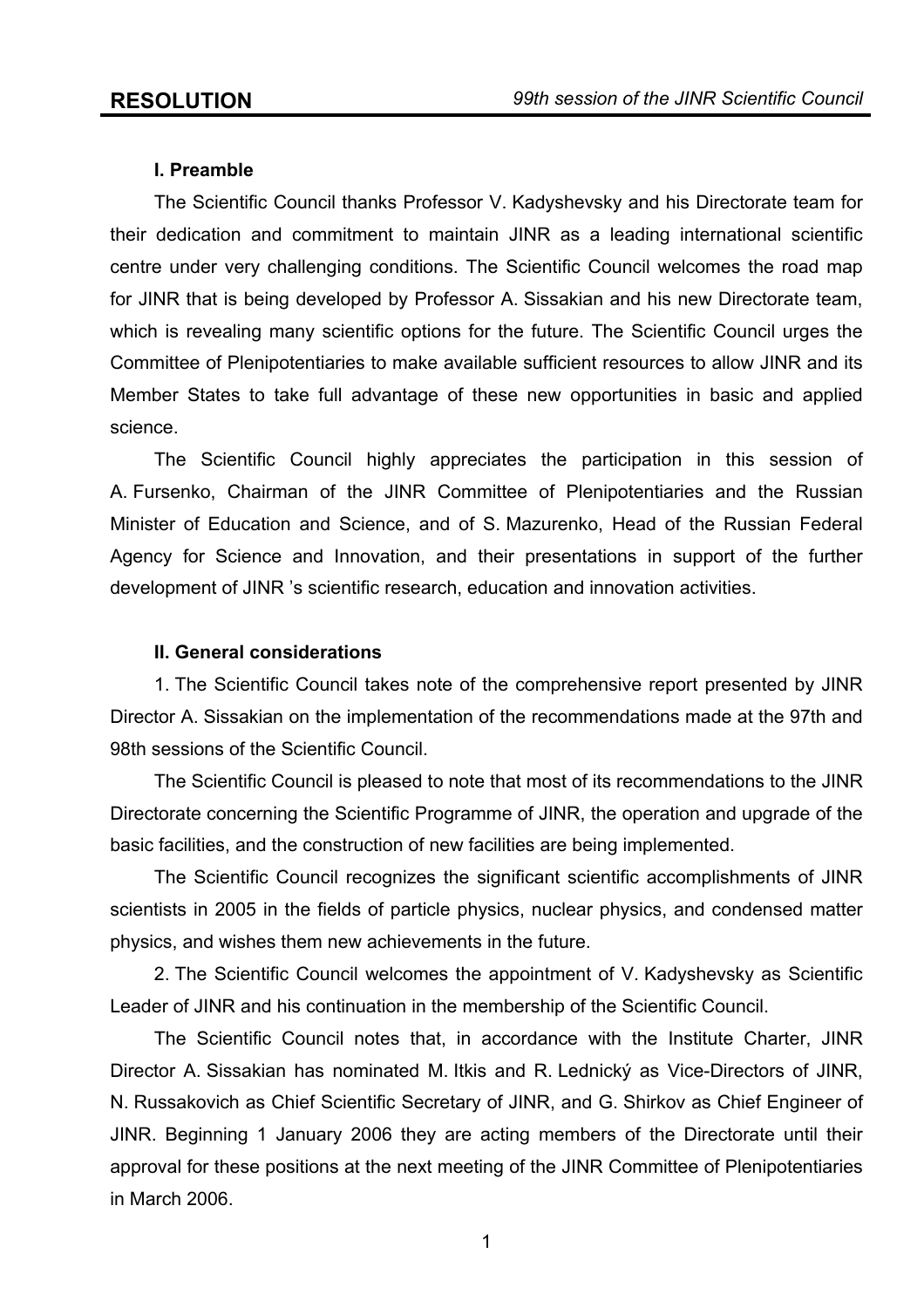# RESOLUTION

*99th session of the JINR Scientific Council*

## I. Preamble

The Scientific Council thanks Professor V. Kadyshevsky and his Directorate team for their dedication and commitment to maintain JINR as a leading international scientific centre under very challenging conditions. The Scientific Council welcomes the road map for JINR that is being developed by Professor A. Sissakian and his new Directorate team, which is revealing many scientific options for the future. The Scientific Council urges the Committee of Plenipotentiaries to make available sufficient resources to allow JINR and its Member States to take full advantage of these new opportunities in basic and applied science.

The Scientific Council highly appreciates the participation in this session of A. Fursenko, Chairman of the JINR Committee of Plenipotentiaries and the Russian Minister of Education and Science, and of S. Mazurenko, Head of the Russian Federal Agency for Science and Innovation, and their presentations in support of the further development of JINR 's scientific research, education and innovation activities.

## II. General considerations

1. The Scientific Council takes note of the comprehensive report presented by JINR Director A. Sissakian on the implementation of the recommendations made at the 97th and 98th sessions of the Scientific Council.

The Scientific Council is pleased to note that most of its recommendations to the JINR Directorate concerning the Scientific Programme of JINR, the operation and upgrade of the basic facilities, and the construction of new facilities are being implemented.

The Scientific Council recognizes the significant scientific accomplishments of JINR scientists in 2005 in the fields of particle physics, nuclear physics, and condensed matter physics, and wishes them new achievements in the future.

2. The Scientific Council welcomes the appointment of V. Kadyshevsky as Scientific Leader of JINR and his continuation in the membership of the Scientific Council.

The Scientific Council notes that, in accordance with the Institute Charter, JINR Director A. Sissakian has nominated M. Itkis and R. Lednický as Vice-Directors of JINR, N. Russakovich as Chief Scientific Secretary of JINR, and G. Shirkov as Chief Engineer of JINR. Beginning 1 January 2006 they are acting members of the Directorate until their approval for these positions at the next meeting of the JINR Committee of Plenipotentiaries in March 2006.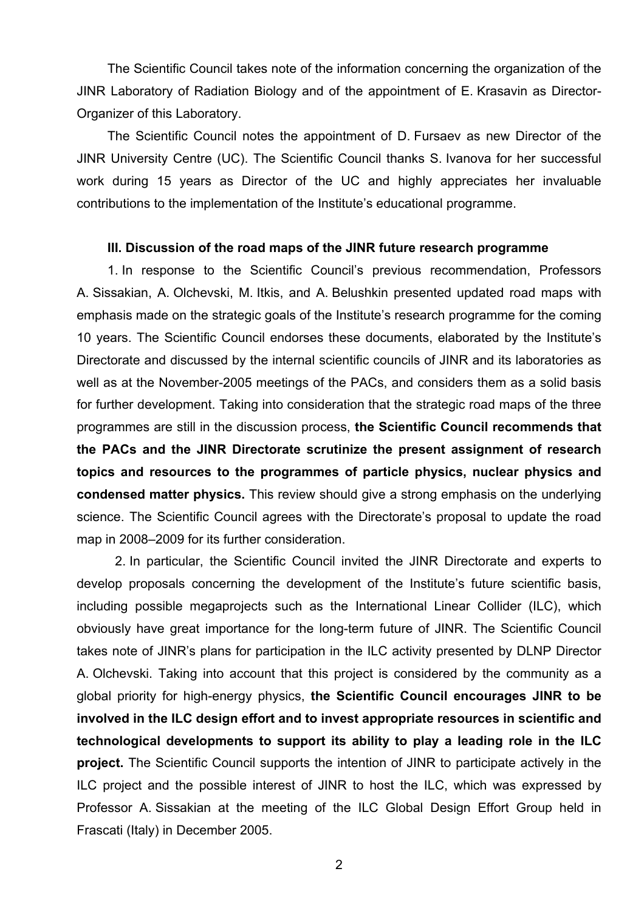The Scientific Council takes note of the information concerning the organization of the JINR Laboratory of Radiation Biology and of the appointment of E. Krasavin as Director-Organizer of this Laboratory.

The Scientific Council notes the appointment of D. Fursaev as new Director of the JINR University Centre (UC). The Scientific Council thanks S. Ivanova for her successful work during 15 years as Director of the UC and highly appreciates her invaluable contributions to the implementation of the Institute's educational programme.

### III. Discussion of the road maps of the JINR future research programme

1. In response to the Scientific Council's previous recommendation, Professors A. Sissakian, A. Olchevski, M. Itkis, and A. Belushkin presented updated road maps with emphasis made on the strategic goals of the Institute's research programme for the coming 10 years. The Scientific Council endorses these documents, elaborated by the Institute's Directorate and discussed by the internal scientific councils of JINR and its laboratories as well as at the November-2005 meetings of the PACs, and considers them as a solid basis for further development. Taking into consideration that the strategic road maps of the three programmes are still in the discussion process, **the Scientific Council recommends that the PACs and the JINR Directorate scrutinize the present assignment of research topics and resources to the programmes of particle physics, nuclear physics and condensed matter physics.** This review should give a strong emphasis on the underlying science. The Scientific Council agrees with the Directorate's proposal to update the road map in 2008–2009 for its further consideration.

2. In particular, the Scientific Council invited the JINR Directorate and experts to develop proposals concerning the development of the Institute's future scientific basis, including possible megaprojects such as the International Linear Collider (ILC), which obviously have great importance for the long-term future of JINR. The Scientific Council takes note of JINR's plans for participation in the ILC activity presented by DLNP Director A. Olchevski. Taking into account that this project is considered by the community as a global priority for high-energy physics, **the Scientific Council encourages JINR to be involved in the ILC design effort and to invest appropriate resources in scientific and technological developments to support its ability to play a leading role in the ILC project.** The Scientific Council supports the intention of JINR to participate actively in the ILC project and the possible interest of JINR to host the ILC, which was expressed by Professor A. Sissakian at the meeting of the ILC Global Design Effort Group held in Frascati (Italy) in December 2005.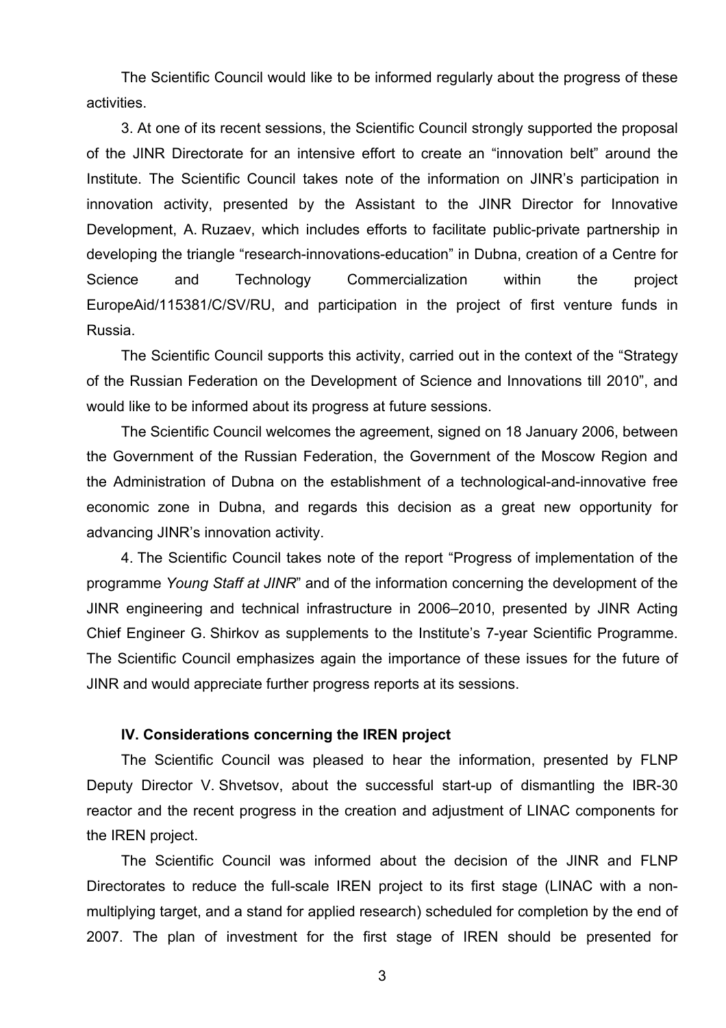The Scientific Council would like to be informed regularly about the progress of these activities.

3. At one of its recent sessions, the Scientific Council strongly supported the proposal of the JINR Directorate for an intensive effort to create an “innovation belt” around the Institute. The Scientific Council takes note of the information on JINR’s participation in innovation activity, presented by the Assistant to the JINR Director for Innovative Development, A. Ruzaev, which includes efforts to facilitate public-private partnership in developing the triangle “research-innovations-education” in Dubna, creation of a Centre for Science and Technology Commercialization within the project EuropeAid/115381/C/SV/RU, and participation in the project of first venture funds in Russia.

The Scientific Council supports this activity, carried out in the context of the “Strategy of the Russian Federation on the Development of Science and Innovations till 2010”, and would like to be informed about its progress at future sessions.

The Scientific Council welcomes the agreement, signed on 18 January 2006, between the Government of the Russian Federation, the Government of the Moscow Region and the Administration of Dubna on the establishment of a technological-and-innovative free economic zone in Dubna, and regards this decision as a great new opportunity for advancing JINR’s innovation activity.

4. The Scientific Council takes note of the report “Progress of implementation of the programme *Young Staff at JINR*” and of the information concerning the development of the JINR engineering and technical infrastructure in 2006–2010, presented by JINR Acting Chief Engineer G. Shirkov as supplements to the Institute’s 7-year Scientific Programme. The Scientific Council emphasizes again the importance of these issues for the future of JINR and would appreciate further progress reports at its sessions.

**IV. Considerations concerning the IREN project**

The Scientific Council was pleased to hear the information, presented by FLNP Deputy Director V. Shvetsov, about the successful start-up of dismantling the IBR-30 reactor and the recent progress in the creation and adjustment of LINAC components for the IREN project.

The Scientific Council was informed about the decision of the JINR and FLNP Directorates to reduce the full-scale IREN project to its first stage (LINAC with a non-multiplying target, and a stand for applied research) scheduled for completion by the end of 2007. The plan of investment for the first stage of IREN should be presented for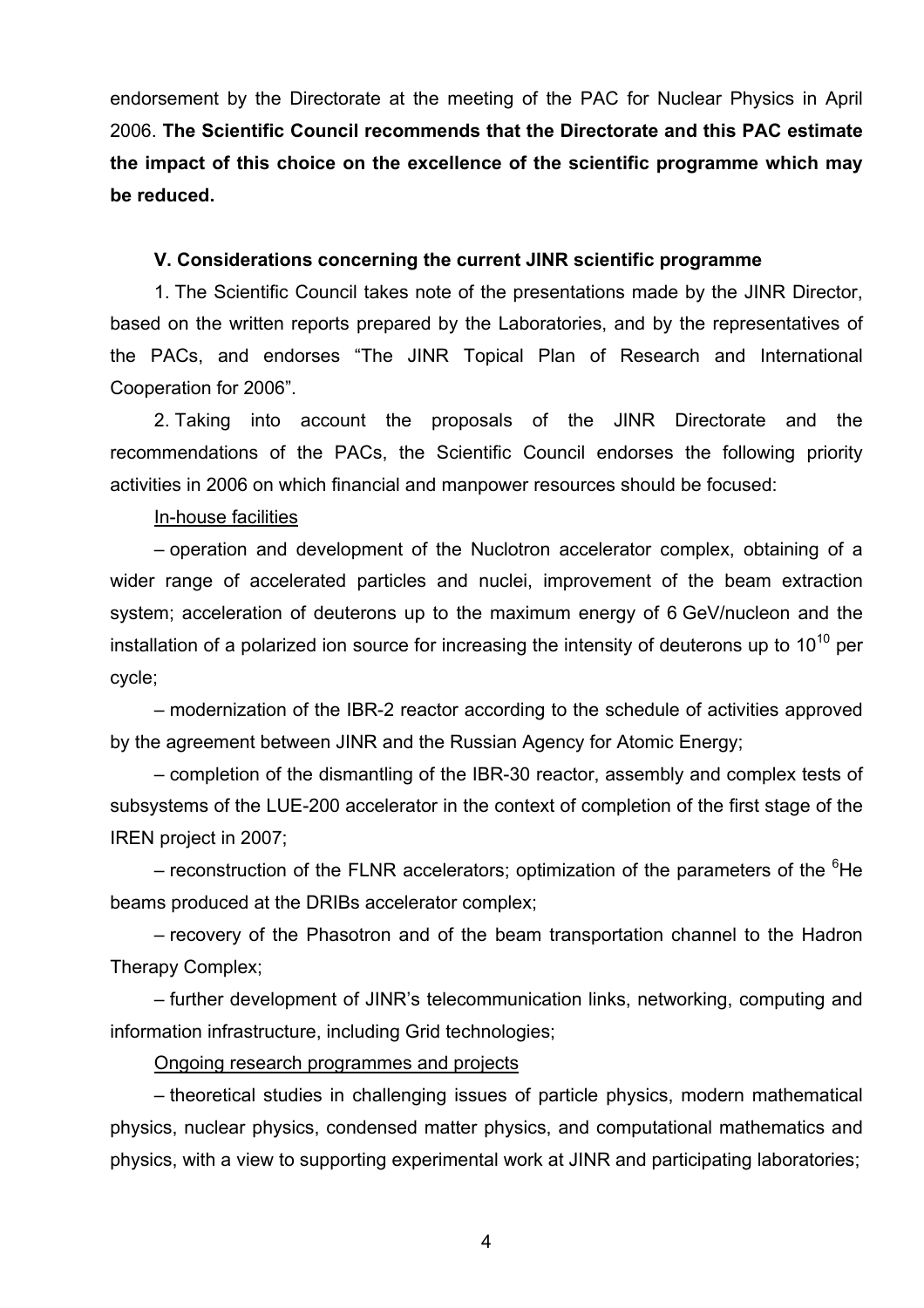endorsement by the Directorate at the meeting of the PAC for Nuclear Physics in April 2006. **The Scientific Council recommends that the Directorate and this PAC estimate the impact of this choice on the excellence of the scientific programme which may be reduced.**

### V. Considerations concerning the current JINR scientific programme

1. The Scientific Council takes note of the presentations made by the JINR Director, based on the written reports prepared by the Laboratories, and by the representatives of the PACs, and endorses "The JINR Topical Plan of Research and International Cooperation for 2006".

2. Taking into account the proposals of the JINR Directorate and the recommendations of the PACs, the Scientific Council endorses the following priority activities in 2006 on which financial and manpower resources should be focused:

In-house facilities

– operation and development of the Nuclotron accelerator complex, obtaining of a wider range of accelerated particles and nuclei, improvement of the beam extraction system; acceleration of deuterons up to the maximum energy of 6 GeV/nucleon and the installation of a polarized ion source for increasing the intensity of deuterons up to $10^{10}$ per cycle;

– modernization of the IBR-2 reactor according to the schedule of activities approved by the agreement between JINR and the Russian Agency for Atomic Energy;

– completion of the dismantling of the IBR-30 reactor, assembly and complex tests of subsystems of the LUE-200 accelerator in the context of completion of the first stage of the IREN project in 2007;

– reconstruction of the FLNR accelerators; optimization of the parameters of the $^{6}He$ beams produced at the DRIBs accelerator complex;

– recovery of the Phasotron and of the beam transportation channel to the Hadron Therapy Complex;

– further development of JINR's telecommunication links, networking, computing and information infrastructure, including Grid technologies;

Ongoing research programmes and projects

– theoretical studies in challenging issues of particle physics, modern mathematical physics, nuclear physics, condensed matter physics, and computational mathematics and physics, with a view to supporting experimental work at JINR and participating laboratories;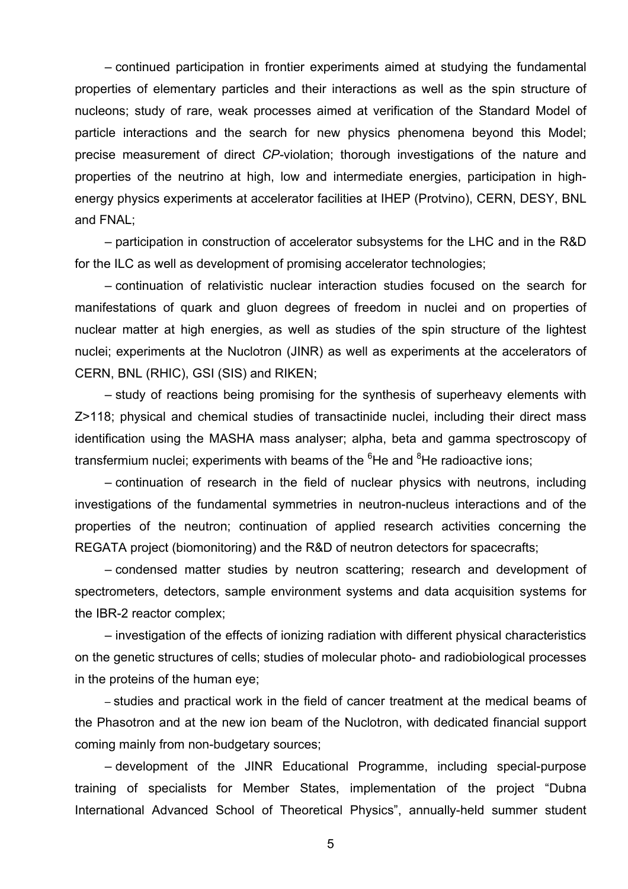– continued participation in frontier experiments aimed at studying the fundamental properties of elementary particles and their interactions as well as the spin structure of nucleons; study of rare, weak processes aimed at verification of the Standard Model of particle interactions and the search for new physics phenomena beyond this Model; precise measurement of direct *CP*-violation; thorough investigations of the nature and properties of the neutrino at high, low and intermediate energies, participation in high-energy physics experiments at accelerator facilities at IHEP (Protvino), CERN, DESY, BNL and FNAL;

– participation in construction of accelerator subsystems for the LHC and in the R&D for the ILC as well as development of promising accelerator technologies;

– continuation of relativistic nuclear interaction studies focused on the search for manifestations of quark and gluon degrees of freedom in nuclei and on properties of nuclear matter at high energies, as well as studies of the spin structure of the lightest nuclei; experiments at the Nuclotron (JINR) as well as experiments at the accelerators of CERN, BNL (RHIC), GSI (SIS) and RIKEN;

– study of reactions being promising for the synthesis of superheavy elements with Z>118; physical and chemical studies of transactinide nuclei, including their direct mass identification using the MASHA mass analyser; alpha, beta and gamma spectroscopy of transfermium nuclei; experiments with beams of the $^{6}$He and $^{8}$He radioactive ions;

– continuation of research in the field of nuclear physics with neutrons, including investigations of the fundamental symmetries in neutron-nucleus interactions and of the properties of the neutron; continuation of applied research activities concerning the REGATA project (biomonitoring) and the R&D of neutron detectors for spacecrafts;

– condensed matter studies by neutron scattering; research and development of spectrometers, detectors, sample environment systems and data acquisition systems for the IBR-2 reactor complex;

– investigation of the effects of ionizing radiation with different physical characteristics on the genetic structures of cells; studies of molecular photo- and radiobiological processes in the proteins of the human eye;

– studies and practical work in the field of cancer treatment at the medical beams of the Phasotron and at the new ion beam of the Nuclotron, with dedicated financial support coming mainly from non-budgetary sources;

– development of the JINR Educational Programme, including special-purpose training of specialists for Member States, implementation of the project "Dubna International Advanced School of Theoretical Physics", annually-held summer student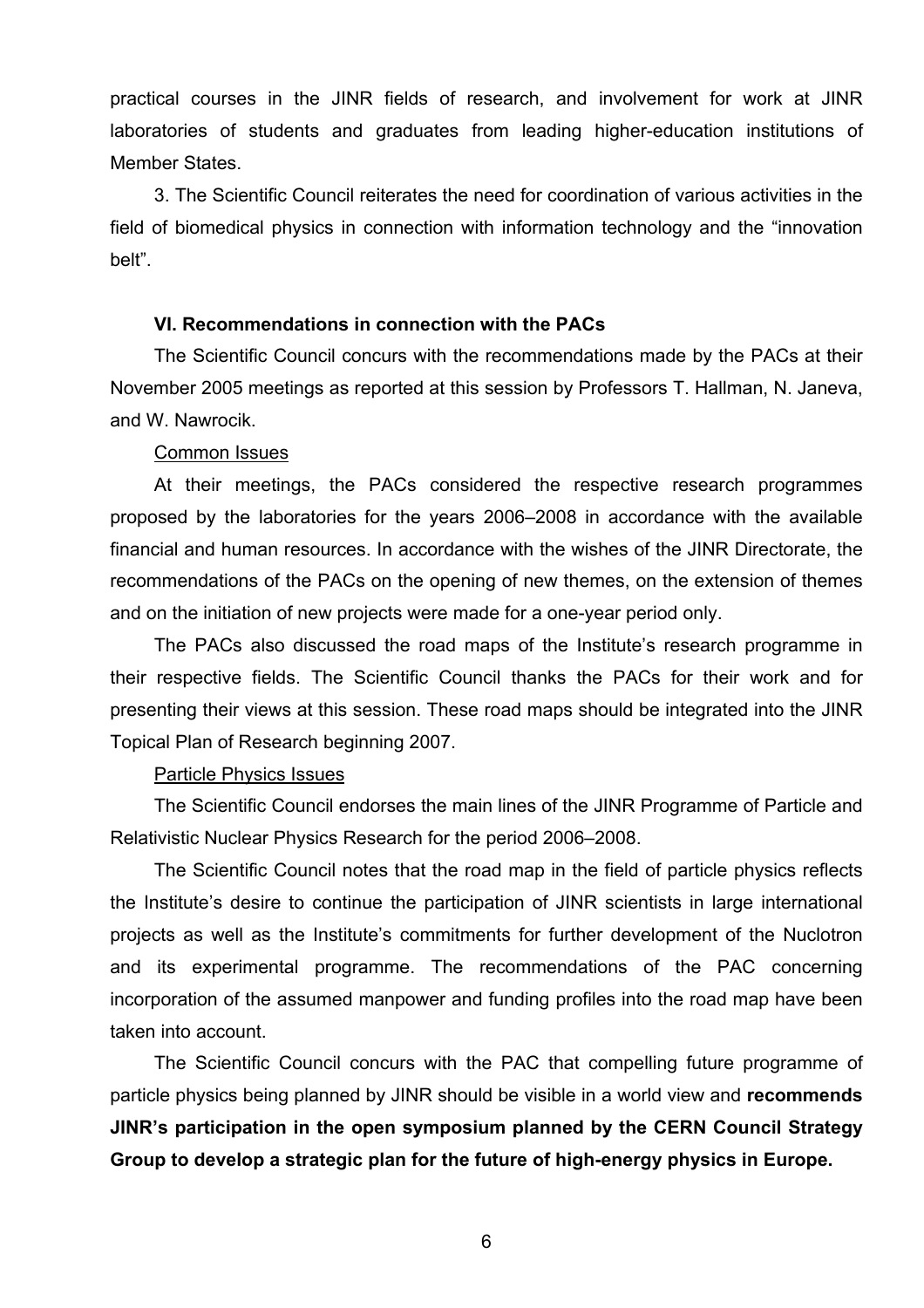practical courses in the JINR fields of research, and involvement for work at JINR laboratories of students and graduates from leading higher-education institutions of Member States.

3. The Scientific Council reiterates the need for coordination of various activities in the field of biomedical physics in connection with information technology and the "innovation belt".

### VI. Recommendations in connection with the PACs

The Scientific Council concurs with the recommendations made by the PACs at their November 2005 meetings as reported at this session by Professors T. Hallman, N. Janeva, and W. Nawrocik.

Common Issues

At their meetings, the PACs considered the respective research programmes proposed by the laboratories for the years 2006–2008 in accordance with the available financial and human resources. In accordance with the wishes of the JINR Directorate, the recommendations of the PACs on the opening of new themes, on the extension of themes and on the initiation of new projects were made for a one-year period only.

The PACs also discussed the road maps of the Institute's research programme in their respective fields. The Scientific Council thanks the PACs for their work and for presenting their views at this session. These road maps should be integrated into the JINR Topical Plan of Research beginning 2007.

Particle Physics Issues

The Scientific Council endorses the main lines of the JINR Programme of Particle and Relativistic Nuclear Physics Research for the period 2006–2008.

The Scientific Council notes that the road map in the field of particle physics reflects the Institute's desire to continue the participation of JINR scientists in large international projects as well as the Institute's commitments for further development of the Nuclotron and its experimental programme. The recommendations of the PAC concerning incorporation of the assumed manpower and funding profiles into the road map have been taken into account.

The Scientific Council concurs with the PAC that compelling future programme of particle physics being planned by JINR should be visible in a world view and **recommends JINR's participation in the open symposium planned by the CERN Council Strategy Group to develop a strategic plan for the future of high-energy physics in Europe.**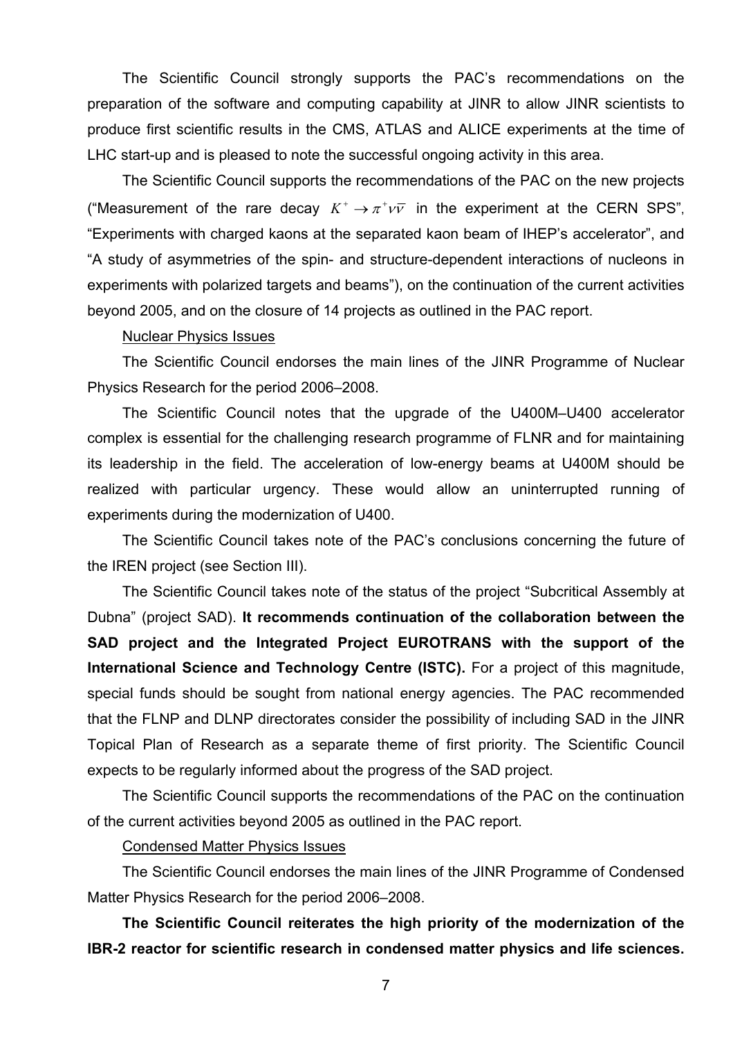The Scientific Council strongly supports the PAC's recommendations on the preparation of the software and computing capability at JINR to allow JINR scientists to produce first scientific results in the CMS, ATLAS and ALICE experiments at the time of LHC start-up and is pleased to note the successful ongoing activity in this area.

The Scientific Council supports the recommendations of the PAC on the new projects ("Measurement of the rare decay $K^+ \to \pi^+ \nu\bar{\nu}$ in the experiment at the CERN SPS", "Experiments with charged kaons at the separated kaon beam of IHEP's accelerator", and "A study of asymmetries of the spin- and structure-dependent interactions of nucleons in experiments with polarized targets and beams"), on the continuation of the current activities beyond 2005, and on the closure of 14 projects as outlined in the PAC report.

<u>Nuclear Physics Issues</u>

The Scientific Council endorses the main lines of the JINR Programme of Nuclear Physics Research for the period 2006–2008.

The Scientific Council notes that the upgrade of the U400M–U400 accelerator complex is essential for the challenging research programme of FLNR and for maintaining its leadership in the field. The acceleration of low-energy beams at U400M should be realized with particular urgency. These would allow an uninterrupted running of experiments during the modernization of U400.

The Scientific Council takes note of the PAC's conclusions concerning the future of the IREN project (see Section III).

The Scientific Council takes note of the status of the project "Subcritical Assembly at Dubna" (project SAD). **It recommends continuation of the collaboration between the SAD project and the Integrated Project EUROTRANS with the support of the International Science and Technology Centre (ISTC).** For a project of this magnitude, special funds should be sought from national energy agencies. The PAC recommended that the FLNP and DLNP directorates consider the possibility of including SAD in the JINR Topical Plan of Research as a separate theme of first priority. The Scientific Council expects to be regularly informed about the progress of the SAD project.

The Scientific Council supports the recommendations of the PAC on the continuation of the current activities beyond 2005 as outlined in the PAC report.

<u>Condensed Matter Physics Issues</u>

The Scientific Council endorses the main lines of the JINR Programme of Condensed Matter Physics Research for the period 2006–2008.

**The Scientific Council reiterates the high priority of the modernization of the IBR-2 reactor for scientific research in condensed matter physics and life sciences.**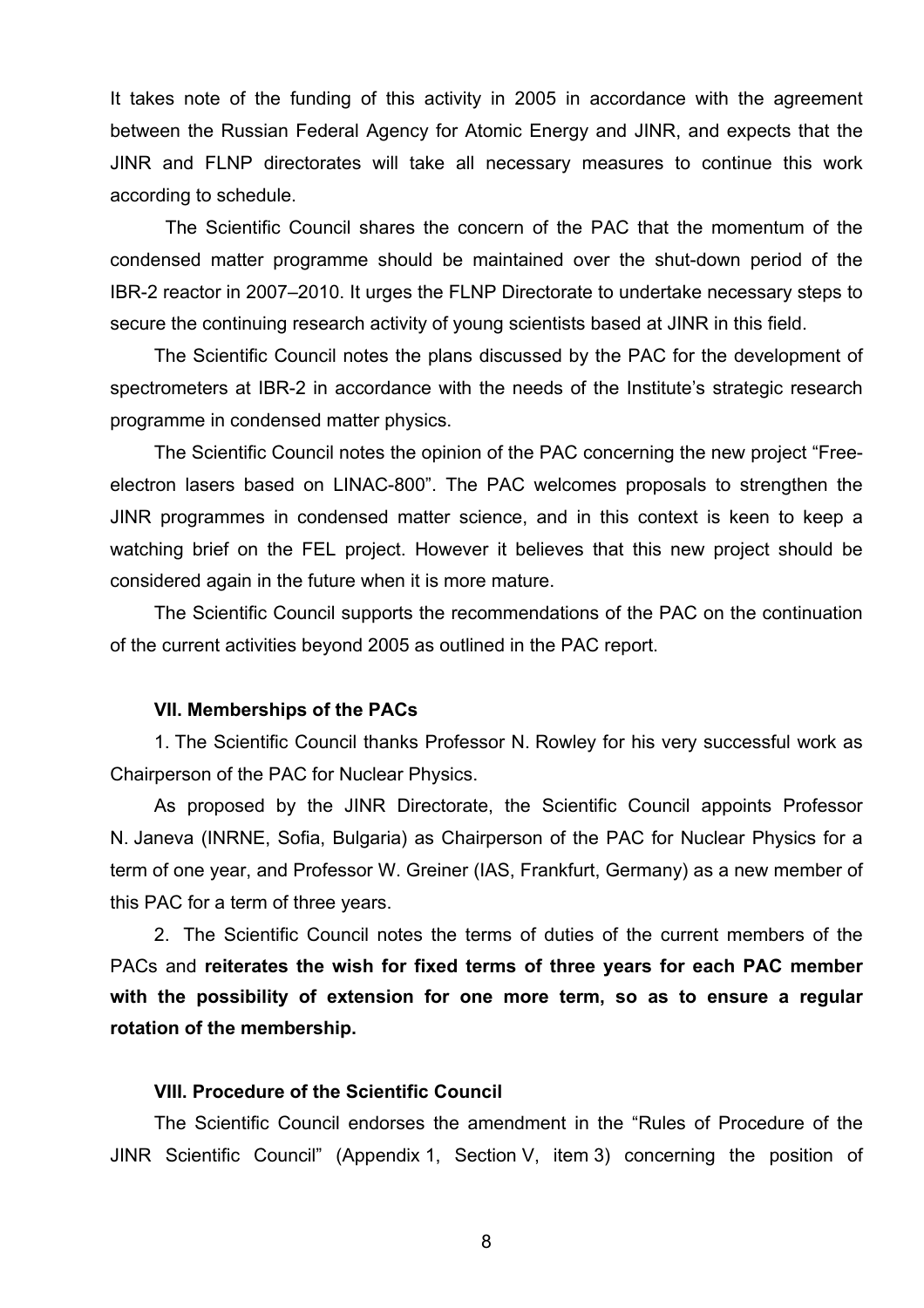It takes note of the funding of this activity in 2005 in accordance with the agreement between the Russian Federal Agency for Atomic Energy and JINR, and expects that the JINR and FLNP directorates will take all necessary measures to continue this work according to schedule.

The Scientific Council shares the concern of the PAC that the momentum of the condensed matter programme should be maintained over the shut-down period of the IBR-2 reactor in 2007–2010. It urges the FLNP Directorate to undertake necessary steps to secure the continuing research activity of young scientists based at JINR in this field.

The Scientific Council notes the plans discussed by the PAC for the development of spectrometers at IBR-2 in accordance with the needs of the Institute's strategic research programme in condensed matter physics.

The Scientific Council notes the opinion of the PAC concerning the new project "Free-electron lasers based on LINAC-800". The PAC welcomes proposals to strengthen the JINR programmes in condensed matter science, and in this context is keen to keep a watching brief on the FEL project. However it believes that this new project should be considered again in the future when it is more mature.

The Scientific Council supports the recommendations of the PAC on the continuation of the current activities beyond 2005 as outlined in the PAC report.

### VII. Memberships of the PACs

1. The Scientific Council thanks Professor N. Rowley for his very successful work as Chairperson of the PAC for Nuclear Physics.

As proposed by the JINR Directorate, the Scientific Council appoints Professor N. Janeva (INRNE, Sofia, Bulgaria) as Chairperson of the PAC for Nuclear Physics for a term of one year, and Professor W. Greiner (IAS, Frankfurt, Germany) as a new member of this PAC for a term of three years.

2. The Scientific Council notes the terms of duties of the current members of the PACs and **reiterates the wish for fixed terms of three years for each PAC member with the possibility of extension for one more term, so as to ensure a regular rotation of the membership.**

### VIII. Procedure of the Scientific Council

The Scientific Council endorses the amendment in the "Rules of Procedure of the JINR Scientific Council" (Appendix 1, Section V, item 3) concerning the position of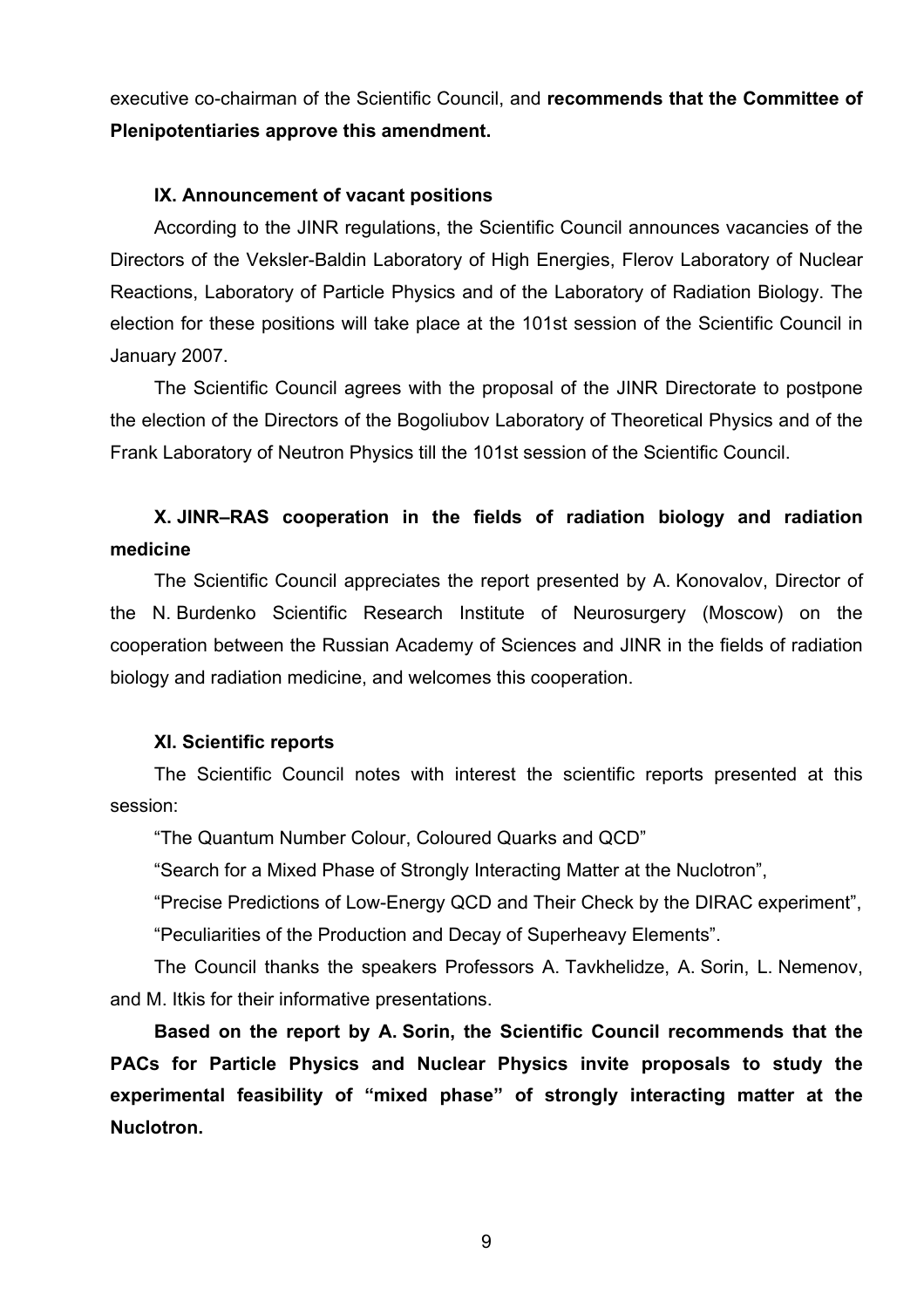executive co-chairman of the Scientific Council, and **recommends that the Committee of Plenipotentiaries approve this amendment.**

### IX. Announcement of vacant positions

According to the JINR regulations, the Scientific Council announces vacancies of the Directors of the Veksler-Baldin Laboratory of High Energies, Flerov Laboratory of Nuclear Reactions, Laboratory of Particle Physics and of the Laboratory of Radiation Biology. The election for these positions will take place at the 101st session of the Scientific Council in January 2007.

The Scientific Council agrees with the proposal of the JINR Directorate to postpone the election of the Directors of the Bogoliubov Laboratory of Theoretical Physics and of the Frank Laboratory of Neutron Physics till the 101st session of the Scientific Council.

### X. JINR–RAS cooperation in the fields of radiation biology and radiation medicine

The Scientific Council appreciates the report presented by A. Konovalov, Director of the N. Burdenko Scientific Research Institute of Neurosurgery (Moscow) on the cooperation between the Russian Academy of Sciences and JINR in the fields of radiation biology and radiation medicine, and welcomes this cooperation.

### XI. Scientific reports

The Scientific Council notes with interest the scientific reports presented at this session:

"The Quantum Number Colour, Coloured Quarks and QCD"

"Search for a Mixed Phase of Strongly Interacting Matter at the Nuclotron",

"Precise Predictions of Low-Energy QCD and Their Check by the DIRAC experiment",

"Peculiarities of the Production and Decay of Superheavy Elements".

The Council thanks the speakers Professors A. Tavkhelidze, A. Sorin, L. Nemenov, and M. Itkis for their informative presentations.

**Based on the report by A. Sorin, the Scientific Council recommends that the PACs for Particle Physics and Nuclear Physics invite proposals to study the experimental feasibility of "mixed phase" of strongly interacting matter at the Nuclotron.**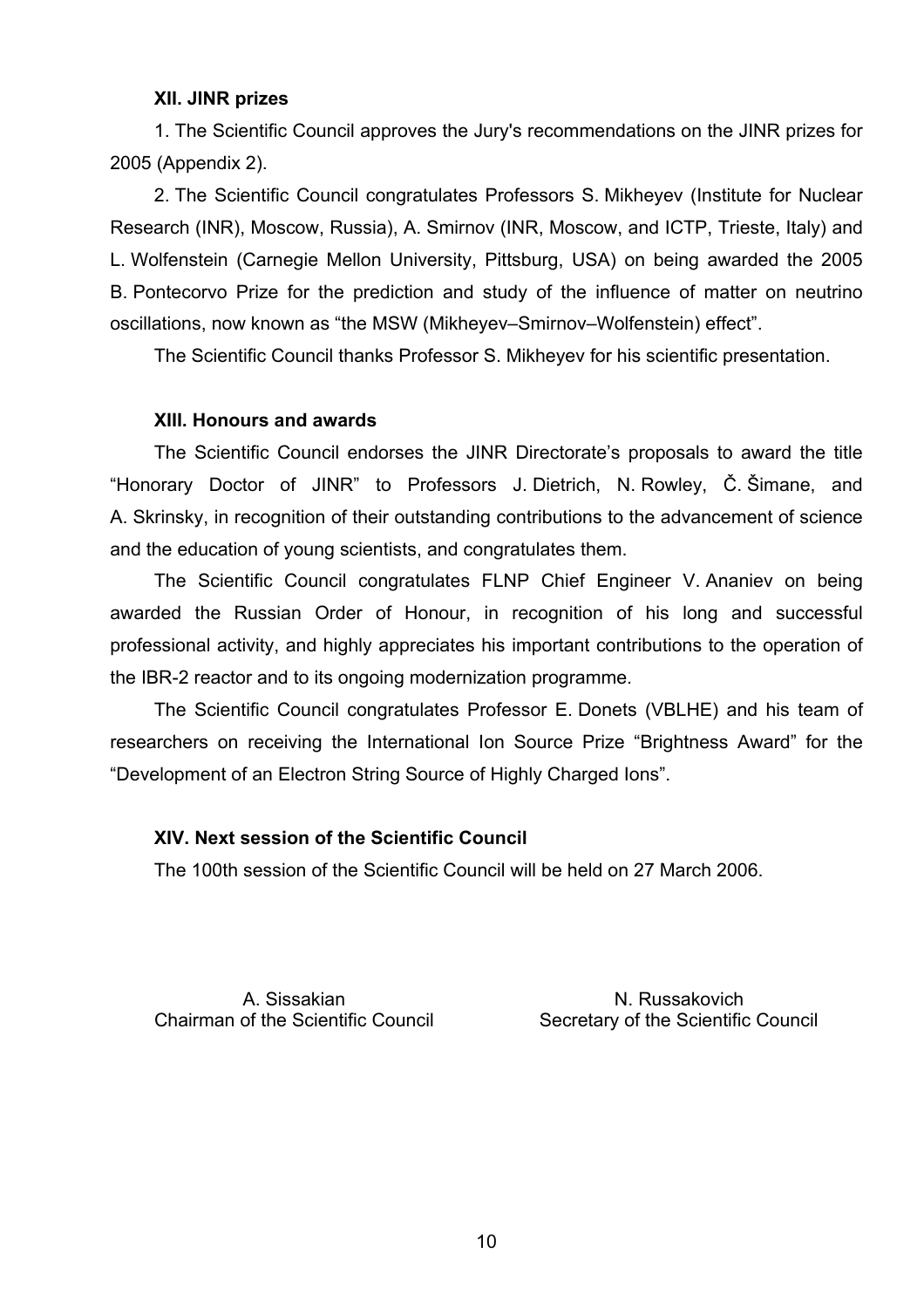### XII. JINR prizes

1. The Scientific Council approves the Jury's recommendations on the JINR prizes for 2005 (Appendix 2).

2. The Scientific Council congratulates Professors S. Mikheyev (Institute for Nuclear Research (INR), Moscow, Russia), A. Smirnov (INR, Moscow, and ICTP, Trieste, Italy) and L. Wolfenstein (Carnegie Mellon University, Pittsburg, USA) on being awarded the 2005 B. Pontecorvo Prize for the prediction and study of the influence of matter on neutrino oscillations, now known as "the MSW (Mikheyev–Smirnov–Wolfenstein) effect".

The Scientific Council thanks Professor S. Mikheyev for his scientific presentation.

### XIII. Honours and awards

The Scientific Council endorses the JINR Directorate's proposals to award the title "Honorary Doctor of JINR" to Professors J. Dietrich, N. Rowley, Č. Šimane, and A. Skrinsky, in recognition of their outstanding contributions to the advancement of science and the education of young scientists, and congratulates them.

The Scientific Council congratulates FLNP Chief Engineer V. Ananiev on being awarded the Russian Order of Honour, in recognition of his long and successful professional activity, and highly appreciates his important contributions to the operation of the IBR-2 reactor and to its ongoing modernization programme.

The Scientific Council congratulates Professor E. Donets (VBLHE) and his team of researchers on receiving the International Ion Source Prize "Brightness Award" for the "Development of an Electron String Source of Highly Charged Ions".

### XIV. Next session of the Scientific Council

The 100th session of the Scientific Council will be held on 27 March 2006.

A. Sissakian
Chairman of the Scientific Council

N. Russakovich
Secretary of the Scientific Council